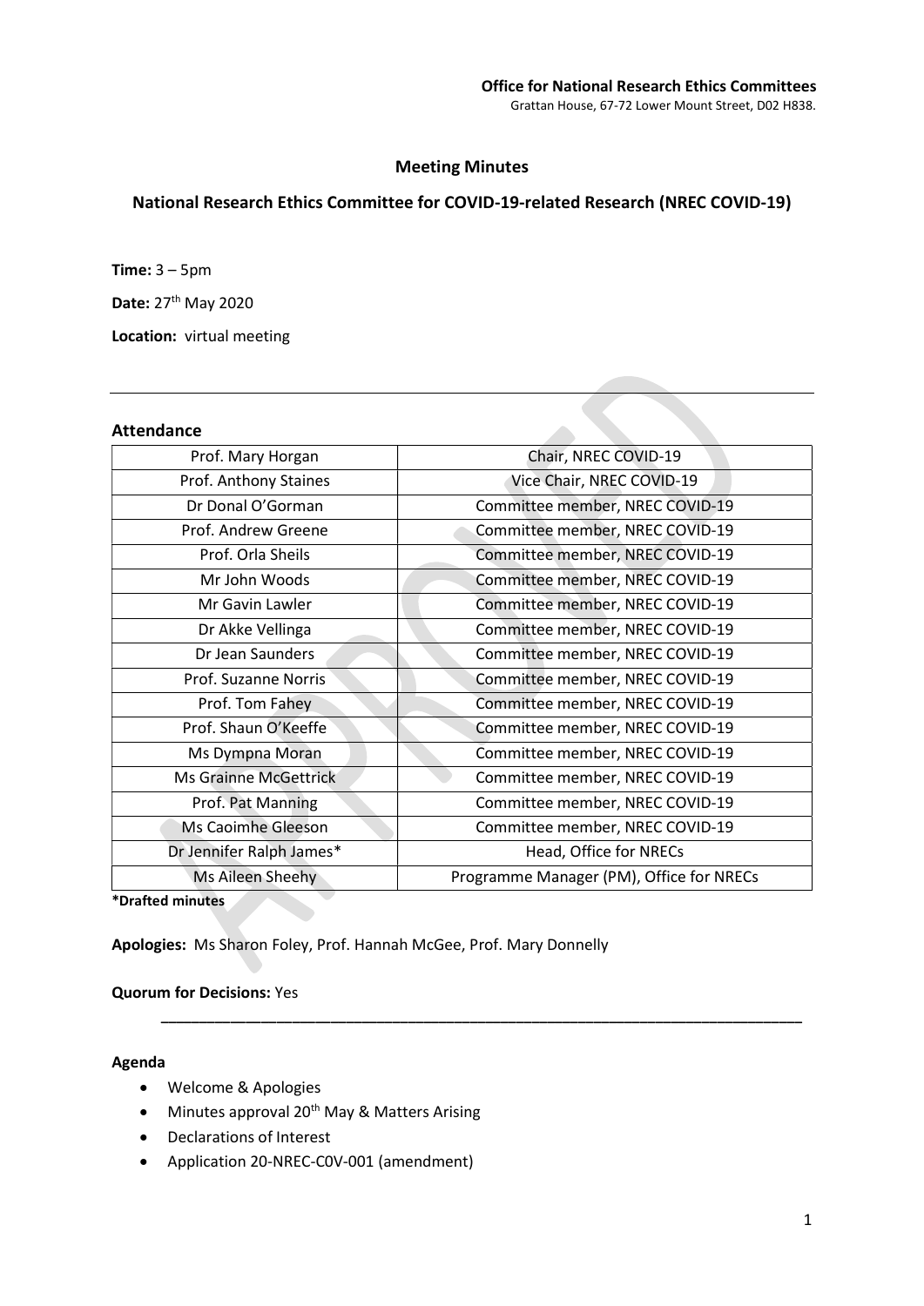**Office for National Research Ethics Committees**
Grattan House, 67-72 Lower Mount Street, D02 H838.

## Meeting Minutes

## National Research Ethics Committee for COVID-19-related Research (NREC COVID-19)

**Time:** 3 – 5pm

**Date:** 27th May 2020

**Location:** virtual meeting

---

### Attendance

| | |
|---|---|
| Prof. Mary Horgan | Chair, NREC COVID-19 |
| Prof. Anthony Staines | Vice Chair, NREC COVID-19 |
| Dr Donal O'Gorman | Committee member, NREC COVID-19 |
| Prof. Andrew Greene | Committee member, NREC COVID-19 |
| Prof. Orla Sheils | Committee member, NREC COVID-19 |
| Mr John Woods | Committee member, NREC COVID-19 |
| Mr Gavin Lawler | Committee member, NREC COVID-19 |
| Dr Akke Vellinga | Committee member, NREC COVID-19 |
| Dr Jean Saunders | Committee member, NREC COVID-19 |
| Prof. Suzanne Norris | Committee member, NREC COVID-19 |
| Prof. Tom Fahey | Committee member, NREC COVID-19 |
| Prof. Shaun O'Keeffe | Committee member, NREC COVID-19 |
| Ms Dympna Moran | Committee member, NREC COVID-19 |
| Ms Grainne McGettrick | Committee member, NREC COVID-19 |
| Prof. Pat Manning | Committee member, NREC COVID-19 |
| Ms Caoimhe Gleeson | Committee member, NREC COVID-19 |
| Dr Jennifer Ralph James* | Head, Office for NRECs |
| Ms Aileen Sheehy | Programme Manager (PM), Office for NRECs |

***Drafted minutes**

**Apologies:** Ms Sharon Foley, Prof. Hannah McGee, Prof. Mary Donnelly

**Quorum for Decisions:** Yes

---

### Agenda

- Welcome & Apologies
- Minutes approval 20th May & Matters Arising
- Declarations of Interest
- Application 20-NREC-C0V-001 (amendment)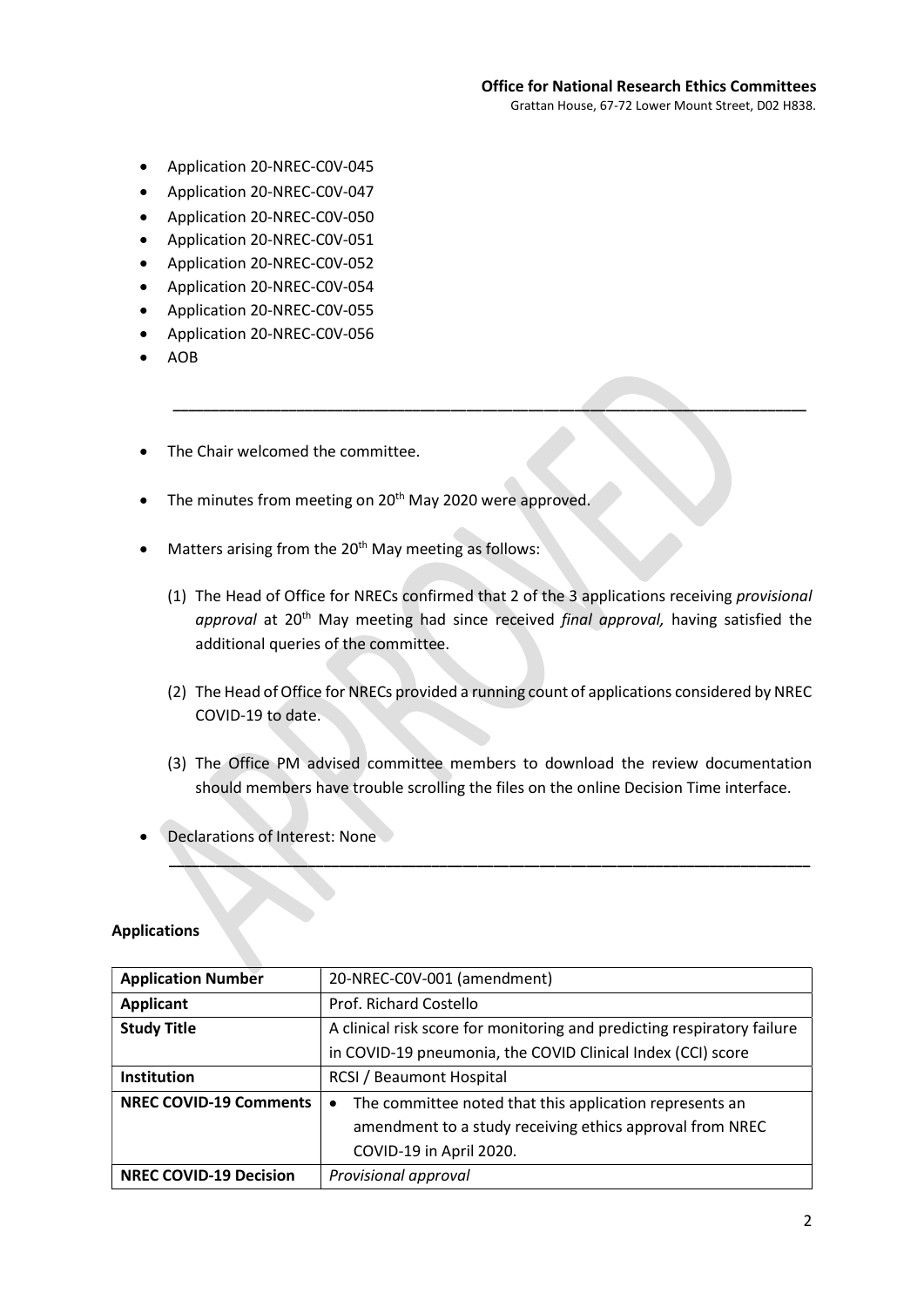- Application 20-NREC-C0V-045
- Application 20-NREC-C0V-047
- Application 20-NREC-C0V-050
- Application 20-NREC-C0V-051
- Application 20-NREC-C0V-052
- Application 20-NREC-C0V-054
- Application 20-NREC-C0V-055
- Application 20-NREC-C0V-056
- AOB

---

- The Chair welcomed the committee.
- The minutes from meeting on 20th May 2020 were approved.
- Matters arising from the 20th May meeting as follows:

  (1) The Head of Office for NRECs confirmed that 2 of the 3 applications receiving *provisional approval* at 20th May meeting had since received *final approval,* having satisfied the additional queries of the committee.

  (2) The Head of Office for NRECs provided a running count of applications considered by NREC COVID-19 to date.

  (3) The Office PM advised committee members to download the review documentation should members have trouble scrolling the files on the online Decision Time interface.

- Declarations of Interest: None

---

**Applications**

| **Application Number** | 20-NREC-C0V-001 (amendment) |
|---|---|
| **Applicant** | Prof. Richard Costello |
| **Study Title** | A clinical risk score for monitoring and predicting respiratory failure in COVID-19 pneumonia, the COVID Clinical Index (CCI) score |
| **Institution** | RCSI / Beaumont Hospital |
| **NREC COVID-19 Comments** | • The committee noted that this application represents an amendment to a study receiving ethics approval from NREC COVID-19 in April 2020. |
| **NREC COVID-19 Decision** | *Provisional approval* |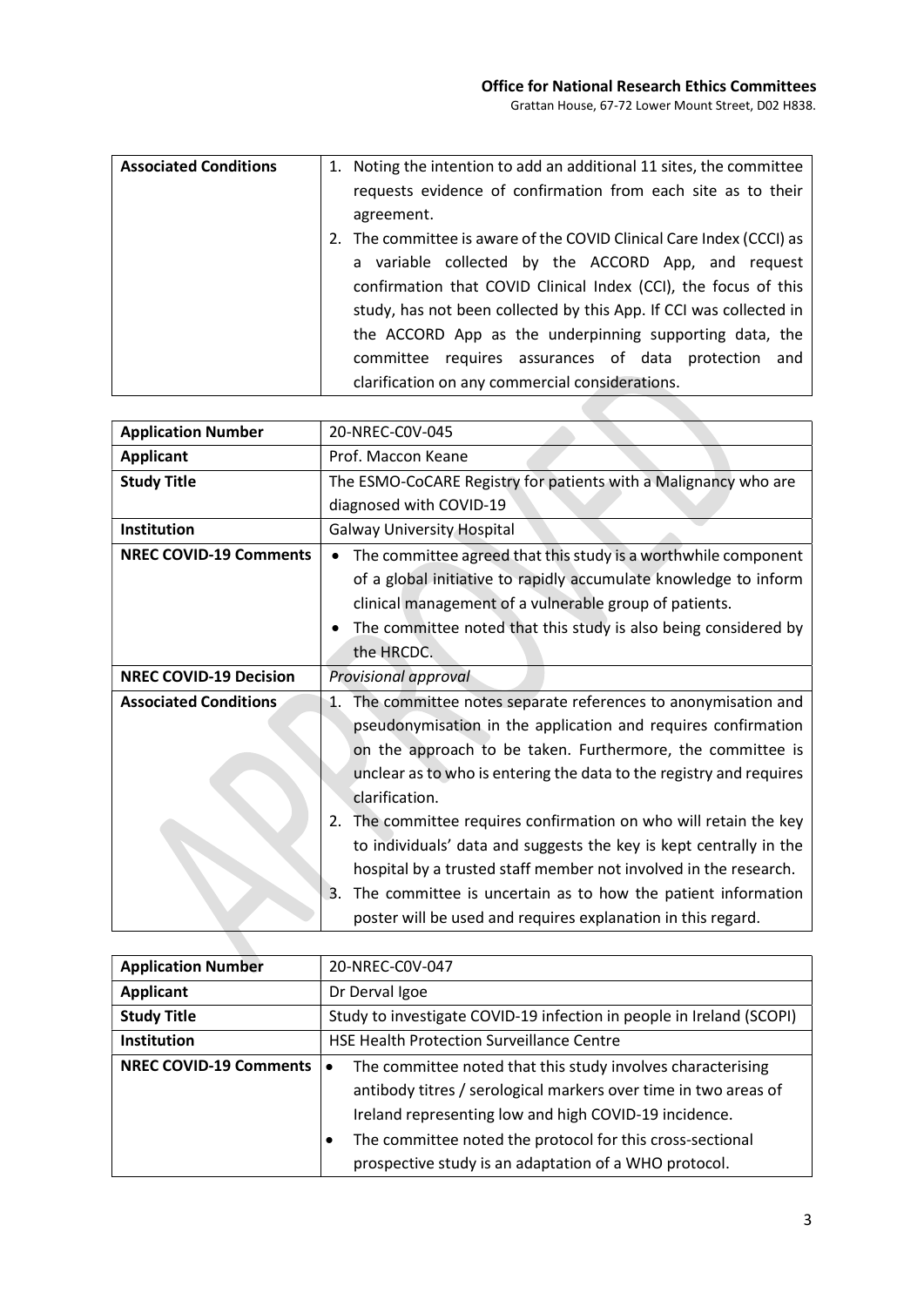| Associated Conditions | 1. Noting the intention to add an additional 11 sites, the committee requests evidence of confirmation from each site as to their agreement.<br>2. The committee is aware of the COVID Clinical Care Index (CCCI) as a variable collected by the ACCORD App, and request confirmation that COVID Clinical Index (CCI), the focus of this study, has not been collected by this App. If CCI was collected in the ACCORD App as the underpinning supporting data, the committee requires assurances of data protection and clarification on any commercial considerations. |
|---|---|

| Application Number | 20-NREC-C0V-045 |
|---|---|
| Applicant | Prof. Maccon Keane |
| Study Title | The ESMO-CoCARE Registry for patients with a Malignancy who are diagnosed with COVID-19 |
| Institution | Galway University Hospital |
| NREC COVID-19 Comments | • The committee agreed that this study is a worthwhile component of a global initiative to rapidly accumulate knowledge to inform clinical management of a vulnerable group of patients.<br>• The committee noted that this study is also being considered by the HRCDC. |
| NREC COVID-19 Decision | *Provisional approval* |
| Associated Conditions | 1. The committee notes separate references to anonymisation and pseudonymisation in the application and requires confirmation on the approach to be taken. Furthermore, the committee is unclear as to who is entering the data to the registry and requires clarification.<br>2. The committee requires confirmation on who will retain the key to individuals' data and suggests the key is kept centrally in the hospital by a trusted staff member not involved in the research.<br>3. The committee is uncertain as to how the patient information poster will be used and requires explanation in this regard. |

| Application Number | 20-NREC-C0V-047 |
|---|---|
| Applicant | Dr Derval Igoe |
| Study Title | Study to investigate COVID-19 infection in people in Ireland (SCOPI) |
| Institution | HSE Health Protection Surveillance Centre |
| NREC COVID-19 Comments | • The committee noted that this study involves characterising antibody titres / serological markers over time in two areas of Ireland representing low and high COVID-19 incidence.<br>• The committee noted the protocol for this cross-sectional prospective study is an adaptation of a WHO protocol. |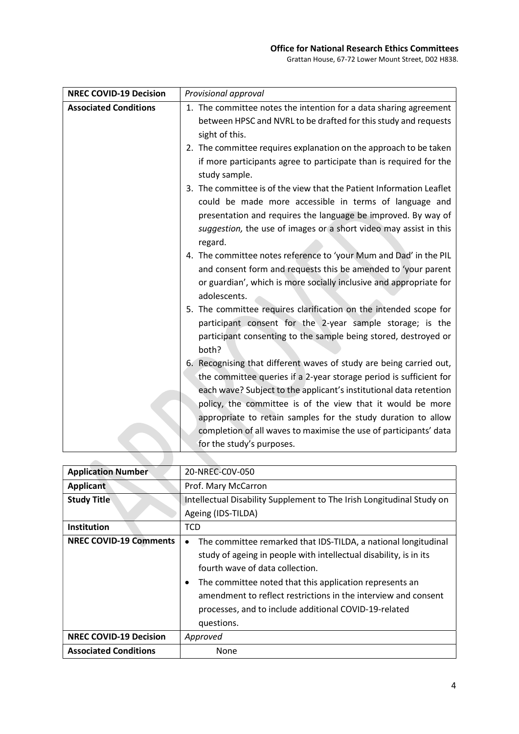| NREC COVID-19 Decision | *Provisional approval* |
|---|---|
| Associated Conditions | 1. The committee notes the intention for a data sharing agreement between HPSC and NVRL to be drafted for this study and requests sight of this.<br>2. The committee requires explanation on the approach to be taken if more participants agree to participate than is required for the study sample.<br>3. The committee is of the view that the Patient Information Leaflet could be made more accessible in terms of language and presentation and requires the language be improved. By way of *suggestion,* the use of images or a short video may assist in this regard.<br>4. The committee notes reference to 'your Mum and Dad' in the PIL and consent form and requests this be amended to 'your parent or guardian', which is more socially inclusive and appropriate for adolescents.<br>5. The committee requires clarification on the intended scope for participant consent for the 2-year sample storage; is the participant consenting to the sample being stored, destroyed or both?<br>6. Recognising that different waves of study are being carried out, the committee queries if a 2-year storage period is sufficient for each wave? Subject to the applicant's institutional data retention policy, the committee is of the view that it would be more appropriate to retain samples for the study duration to allow completion of all waves to maximise the use of participants' data for the study's purposes. |

| Application Number | 20-NREC-C0V-050 |
|---|---|
| Applicant | Prof. Mary McCarron |
| Study Title | Intellectual Disability Supplement to The Irish Longitudinal Study on Ageing (IDS-TILDA) |
| Institution | TCD |
| NREC COVID-19 Comments | • The committee remarked that IDS-TILDA, a national longitudinal study of ageing in people with intellectual disability, is in its fourth wave of data collection.<br>• The committee noted that this application represents an amendment to reflect restrictions in the interview and consent processes, and to include additional COVID-19-related questions. |
| NREC COVID-19 Decision | *Approved* |
| Associated Conditions | None |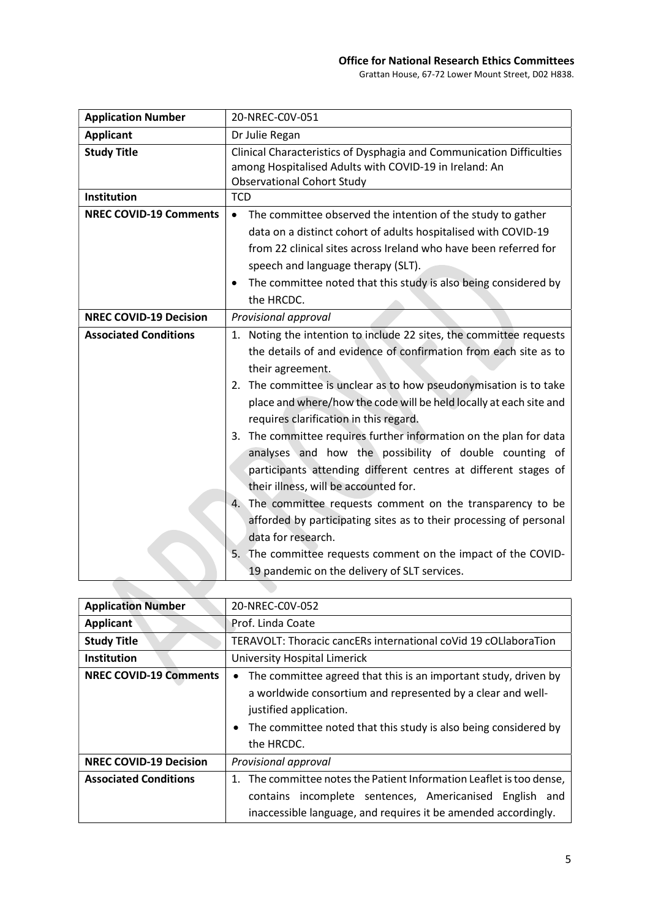**Office for National Research Ethics Committees**
Grattan House, 67-72 Lower Mount Street, D02 H838.

| **Application Number** | 20-NREC-COV-051 |
|---|---|
| **Applicant** | Dr Julie Regan |
| **Study Title** | Clinical Characteristics of Dysphagia and Communication Difficulties among Hospitalised Adults with COVID-19 in Ireland: An Observational Cohort Study |
| **Institution** | TCD |
| **NREC COVID-19 Comments** | • The committee observed the intention of the study to gather data on a distinct cohort of adults hospitalised with COVID-19 from 22 clinical sites across Ireland who have been referred for speech and language therapy (SLT).<br>• The committee noted that this study is also being considered by the HRCDC. |
| **NREC COVID-19 Decision** | *Provisional approval* |
| **Associated Conditions** | 1. Noting the intention to include 22 sites, the committee requests the details of and evidence of confirmation from each site as to their agreement.<br>2. The committee is unclear as to how pseudonymisation is to take place and where/how the code will be held locally at each site and requires clarification in this regard.<br>3. The committee requires further information on the plan for data analyses and how the possibility of double counting of participants attending different centres at different stages of their illness, will be accounted for.<br>4. The committee requests comment on the transparency to be afforded by participating sites as to their processing of personal data for research.<br>5. The committee requests comment on the impact of the COVID-19 pandemic on the delivery of SLT services. |

| **Application Number** | 20-NREC-COV-052 |
|---|---|
| **Applicant** | Prof. Linda Coate |
| **Study Title** | TERAVOLT: Thoracic cancERs international coVid 19 cOLlaboraTion |
| **Institution** | University Hospital Limerick |
| **NREC COVID-19 Comments** | • The committee agreed that this is an important study, driven by a worldwide consortium and represented by a clear and well-justified application.<br>• The committee noted that this study is also being considered by the HRCDC. |
| **NREC COVID-19 Decision** | *Provisional approval* |
| **Associated Conditions** | 1. The committee notes the Patient Information Leaflet is too dense, contains incomplete sentences, Americanised English and inaccessible language, and requires it be amended accordingly. |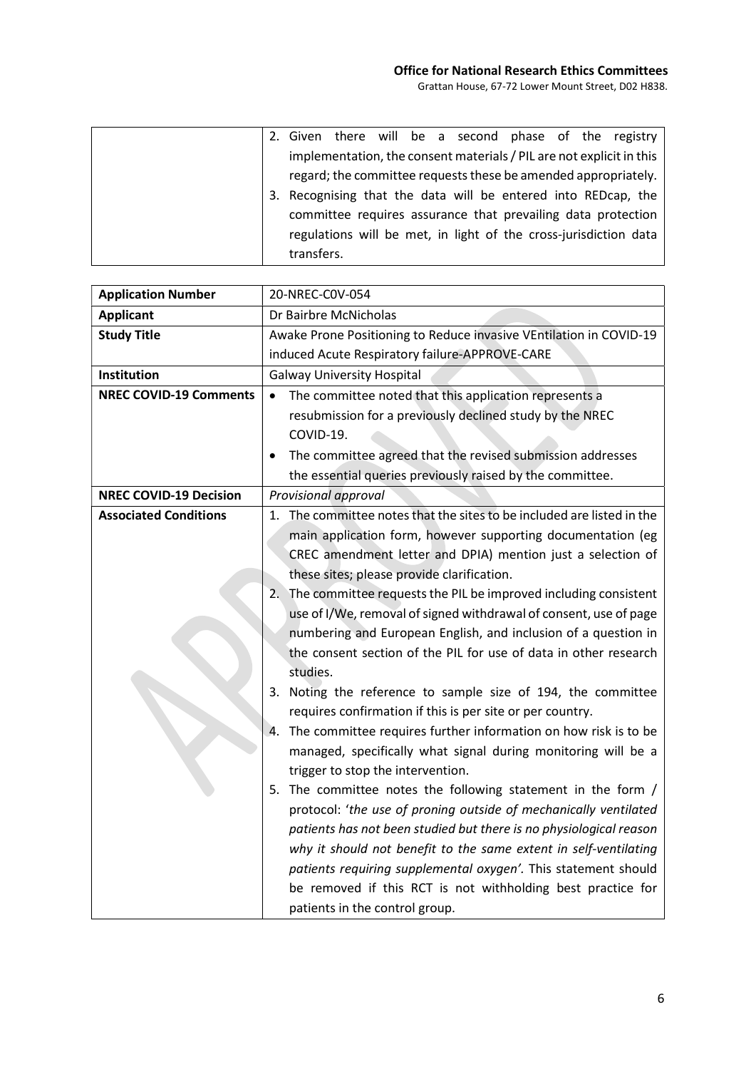| | |
|---|---|
| | 2. Given there will be a second phase of the registry implementation, the consent materials / PIL are not explicit in this regard; the committee requests these be amended appropriately.<br>3. Recognising that the data will be entered into REDcap, the committee requires assurance that prevailing data protection regulations will be met, in light of the cross-jurisdiction data transfers. |

| | |
|---|---|
| **Application Number** | 20-NREC-COV-054 |
| **Applicant** | Dr Bairbre McNicholas |
| **Study Title** | Awake Prone Positioning to Reduce invasive VEntilation in COVID-19 induced Acute Respiratory failure-APPROVE-CARE |
| **Institution** | Galway University Hospital |
| **NREC COVID-19 Comments** | • The committee noted that this application represents a resubmission for a previously declined study by the NREC COVID-19.<br>• The committee agreed that the revised submission addresses the essential queries previously raised by the committee. |
| **NREC COVID-19 Decision** | *Provisional approval* |
| **Associated Conditions** | 1. The committee notes that the sites to be included are listed in the main application form, however supporting documentation (eg CREC amendment letter and DPIA) mention just a selection of these sites; please provide clarification.<br>2. The committee requests the PIL be improved including consistent use of I/We, removal of signed withdrawal of consent, use of page numbering and European English, and inclusion of a question in the consent section of the PIL for use of data in other research studies.<br>3. Noting the reference to sample size of 194, the committee requires confirmation if this is per site or per country.<br>4. The committee requires further information on how risk is to be managed, specifically what signal during monitoring will be a trigger to stop the intervention.<br>5. The committee notes the following statement in the form / protocol: '*the use of proning outside of mechanically ventilated patients has not been studied but there is no physiological reason why it should not benefit to the same extent in self-ventilating patients requiring supplemental oxygen'.* This statement should be removed if this RCT is not withholding best practice for patients in the control group. |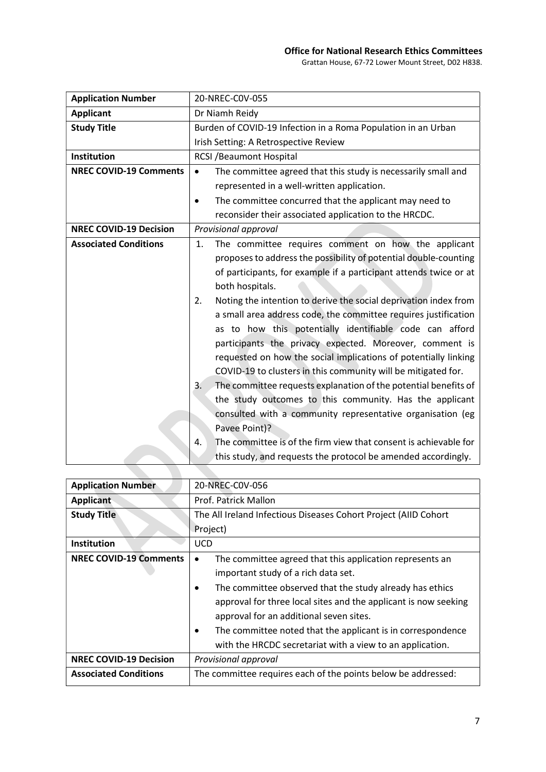| Application Number | 20-NREC-C0V-055 |
|---|---|
| Applicant | Dr Niamh Reidy |
| Study Title | Burden of COVID-19 Infection in a Roma Population in an Urban Irish Setting: A Retrospective Review |
| Institution | RCSI /Beaumont Hospital |
| NREC COVID-19 Comments | • The committee agreed that this study is necessarily small and represented in a well-written application.<br>• The committee concurred that the applicant may need to reconsider their associated application to the HRCDC. |
| NREC COVID-19 Decision | *Provisional approval* |
| Associated Conditions | 1. The committee requires comment on how the applicant proposes to address the possibility of potential double-counting of participants, for example if a participant attends twice or at both hospitals.<br>2. Noting the intention to derive the social deprivation index from a small area address code, the committee requires justification as to how this potentially identifiable code can afford participants the privacy expected. Moreover, comment is requested on how the social implications of potentially linking COVID-19 to clusters in this community will be mitigated for.<br>3. The committee requests explanation of the potential benefits of the study outcomes to this community. Has the applicant consulted with a community representative organisation (eg Pavee Point)?<br>4. The committee is of the firm view that consent is achievable for this study, and requests the protocol be amended accordingly. |

| Application Number | 20-NREC-C0V-056 |
|---|---|
| Applicant | Prof. Patrick Mallon |
| Study Title | The All Ireland Infectious Diseases Cohort Project (AIID Cohort Project) |
| Institution | UCD |
| NREC COVID-19 Comments | • The committee agreed that this application represents an important study of a rich data set.<br>• The committee observed that the study already has ethics approval for three local sites and the applicant is now seeking approval for an additional seven sites.<br>• The committee noted that the applicant is in correspondence with the HRCDC secretariat with a view to an application. |
| NREC COVID-19 Decision | *Provisional approval* |
| Associated Conditions | The committee requires each of the points below be addressed: |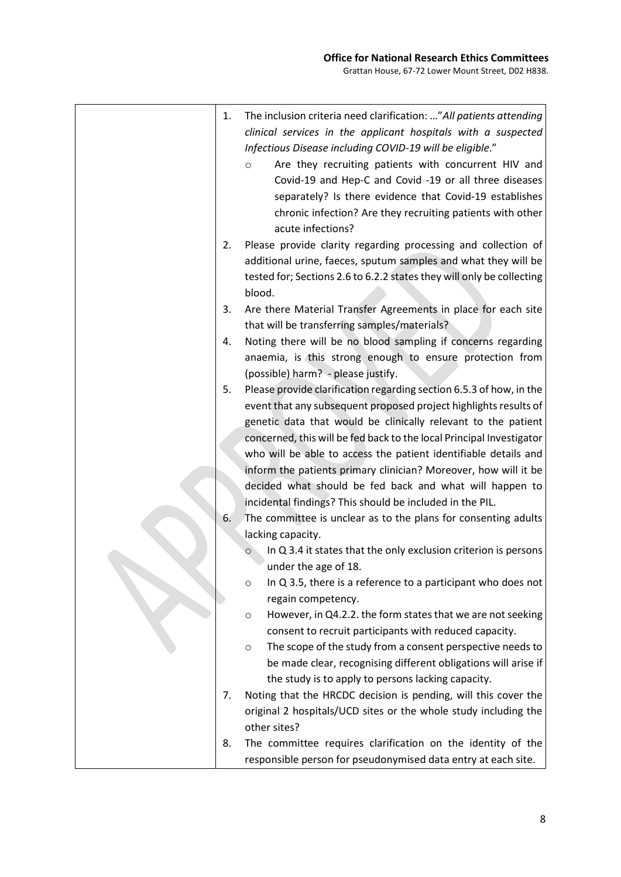| | 1. The inclusion criteria need clarification: …"*All patients attending clinical services in the applicant hospitals with a suspected Infectious Disease including COVID-19 will be eligible*."<br>○ Are they recruiting patients with concurrent HIV and Covid-19 and Hep-C and Covid -19 or all three diseases separately? Is there evidence that Covid-19 establishes chronic infection? Are they recruiting patients with other acute infections?<br>2. Please provide clarity regarding processing and collection of additional urine, faeces, sputum samples and what they will be tested for; Sections 2.6 to 6.2.2 states they will only be collecting blood.<br>3. Are there Material Transfer Agreements in place for each site that will be transferring samples/materials?<br>4. Noting there will be no blood sampling if concerns regarding anaemia, is this strong enough to ensure protection from (possible) harm? - please justify.<br>5. Please provide clarification regarding section 6.5.3 of how, in the event that any subsequent proposed project highlights results of genetic data that would be clinically relevant to the patient concerned, this will be fed back to the local Principal Investigator who will be able to access the patient identifiable details and inform the patients primary clinician? Moreover, how will it be decided what should be fed back and what will happen to incidental findings? This should be included in the PIL.<br>6. The committee is unclear as to the plans for consenting adults lacking capacity.<br>○ In Q 3.4 it states that the only exclusion criterion is persons under the age of 18.<br>○ In Q 3.5, there is a reference to a participant who does not regain competency.<br>○ However, in Q4.2.2. the form states that we are not seeking consent to recruit participants with reduced capacity.<br>○ The scope of the study from a consent perspective needs to be made clear, recognising different obligations will arise if the study is to apply to persons lacking capacity.<br>7. Noting that the HRCDC decision is pending, will this cover the original 2 hospitals/UCD sites or the whole study including the other sites?<br>8. The committee requires clarification on the identity of the responsible person for pseudonymised data entry at each site. |
|---|---|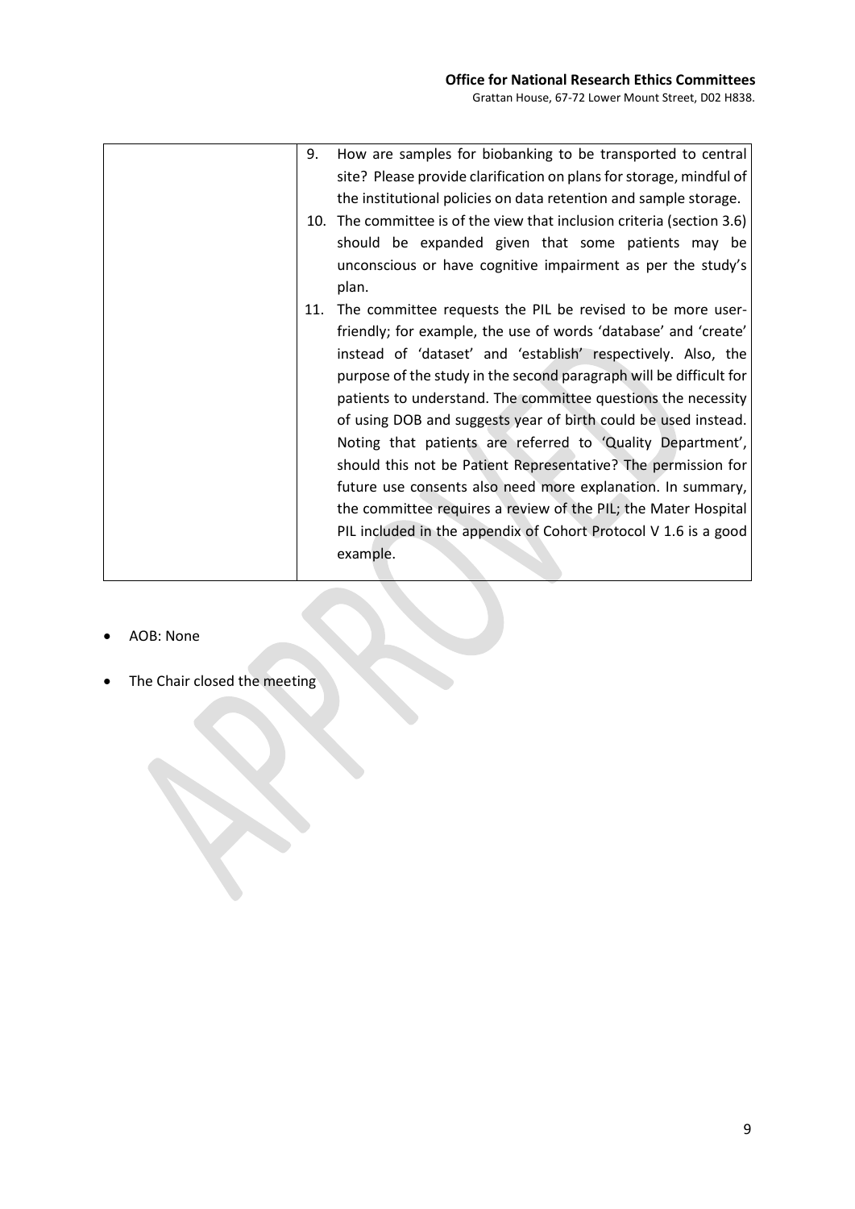| | |
|---|---|
| | 9. How are samples for biobanking to be transported to central site? Please provide clarification on plans for storage, mindful of the institutional policies on data retention and sample storage.<br>10. The committee is of the view that inclusion criteria (section 3.6) should be expanded given that some patients may be unconscious or have cognitive impairment as per the study's plan.<br>11. The committee requests the PIL be revised to be more user-friendly; for example, the use of words 'database' and 'create' instead of 'dataset' and 'establish' respectively. Also, the purpose of the study in the second paragraph will be difficult for patients to understand. The committee questions the necessity of using DOB and suggests year of birth could be used instead. Noting that patients are referred to 'Quality Department', should this not be Patient Representative? The permission for future use consents also need more explanation. In summary, the committee requires a review of the PIL; the Mater Hospital PIL included in the appendix of Cohort Protocol V 1.6 is a good example. |

- AOB: None
- The Chair closed the meeting